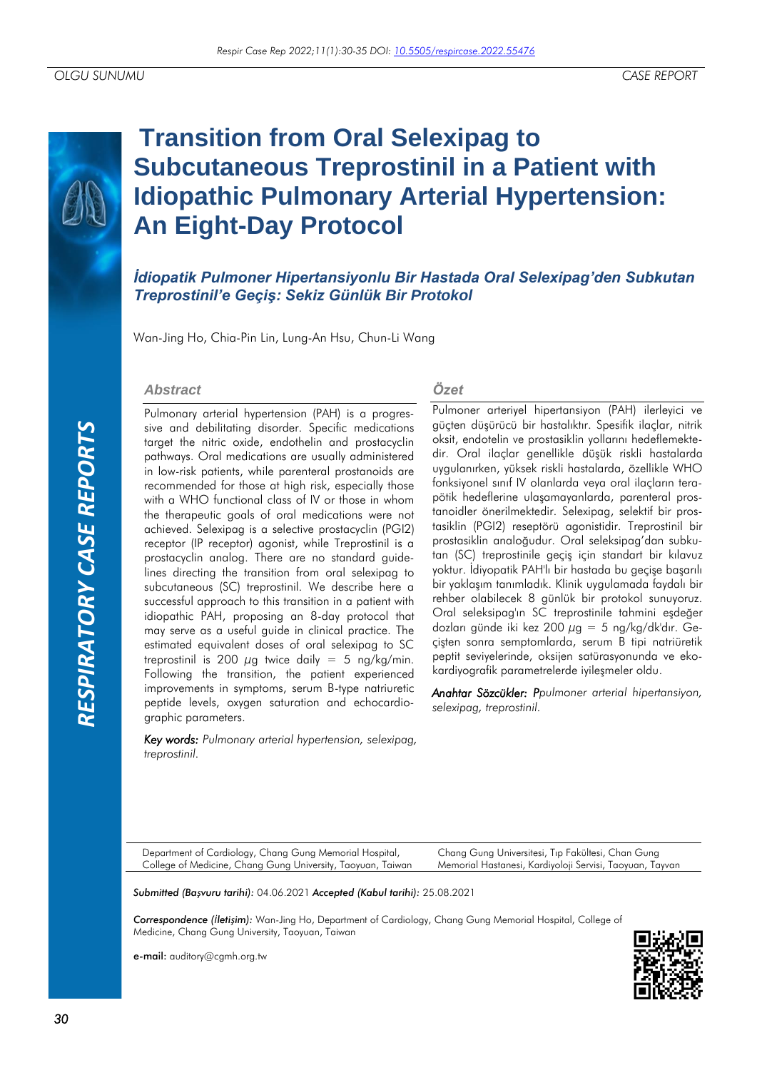OLGU SUNUMU — CASE REPORT

# Transition from Oral Selexipag to Subcutaneous Treprostinil in a Patient with Idiopathic Pulmonary Arterial Hypertension: An Eight-Day Protocol

## *İdiopatik Pulmoner Hipertansiyonlu Bir Hastada Oral Selexipag'den Subkutan Treprostinil'e Geçiş: Sekiz Günlük Bir Protokol*

Wan-Jing Ho, Chia-Pin Lin, Lung-An Hsu, Chun-Li Wang

### *Abstract*

Pulmonary arterial hypertension (PAH) is a progressive and debilitating disorder. Specific medications target the nitric oxide, endothelin and prostacyclin pathways. Oral medications are usually administered in low-risk patients, while parenteral prostanoids are recommended for those at high risk, especially those with a WHO functional class of IV or those in whom the therapeutic goals of oral medications were not achieved. Selexipag is a selective prostacyclin (PGI2) receptor (IP receptor) agonist, while Treprostinil is a prostacyclin analog. There are no standard guidelines directing the transition from oral selexipag to subcutaneous (SC) treprostinil. We describe here a successful approach to this transition in a patient with idiopathic PAH, proposing an 8-day protocol that may serve as a useful guide in clinical practice. The estimated equivalent doses of oral selexipag to SC treprostinil is 200 $\mu$g twice daily = 5 ng/kg/min. Following the transition, the patient experienced improvements in symptoms, serum B-type natriuretic peptide levels, oxygen saturation and echocardiographic parameters.

*Key words: Pulmonary arterial hypertension, selexipag, treprostinil.*

### *Özet*

Pulmoner arteriyel hipertansiyon (PAH) ilerleyici ve güçten düşürücü bir hastalıktır. Spesifik ilaçlar, nitrik oksit, endotelin ve prostasiklin yollarını hedeflemektedir. Oral ilaçlar genellikle düşük riskli hastalarda uygulanırken, yüksek riskli hastalarda, özellikle WHO fonksiyonel sınıf IV olanlarda veya oral ilaçların terapötik hedeflerine ulaşamayanlarda, parenteral prostanoidler önerilmektedir. Selexipag, selektif bir prostasiklin (PGI2) reseptörü agonistidir. Treprostinil bir prostasiklin analoğudur. Oral seleksipag'dan subkutan (SC) treprostinile geçiş için standart bir kılavuz yoktur. İdiyopatik PAH'lı bir hastada bu geçişe başarılı bir yaklaşım tanımladık. Klinik uygulamada faydalı bir rehber olabilecek 8 günlük bir protokol sunuyoruz. Oral seleksipag'ın SC treprostinile tahmini eşdeğer dozları günde iki kez 200 $\mu$g = 5 ng/kg/dk'dır. Geçişten sonra semptomlarda, serum B tipi natriüretik peptit seviyelerinde, oksijen satürasyonunda ve ekokardiyografik parametrelerde iyileşmeler oldu.

*Anahtar Sözcükler: Ppulmoner arterial hipertansiyon, selexipag, treprostinil.*

Department of Cardiology, Chang Gung Memorial Hospital, College of Medicine, Chang Gung University, Taoyuan, Taiwan

Chang Gung Universitesi, Tıp Fakültesi, Chan Gung Memorial Hastanesi, Kardiyoloji Servisi, Taoyuan, Tayvan

***Submitted (Başvuru tarihi):*** 04.06.2021 ***Accepted (Kabul tarihi):*** 25.08.2021

***Correspondence (İletişim):*** Wan-Jing Ho, Department of Cardiology, Chang Gung Memorial Hospital, College of Medicine, Chang Gung University, Taoyuan, Taiwan

**e-mail:** auditory@cgmh.org.tw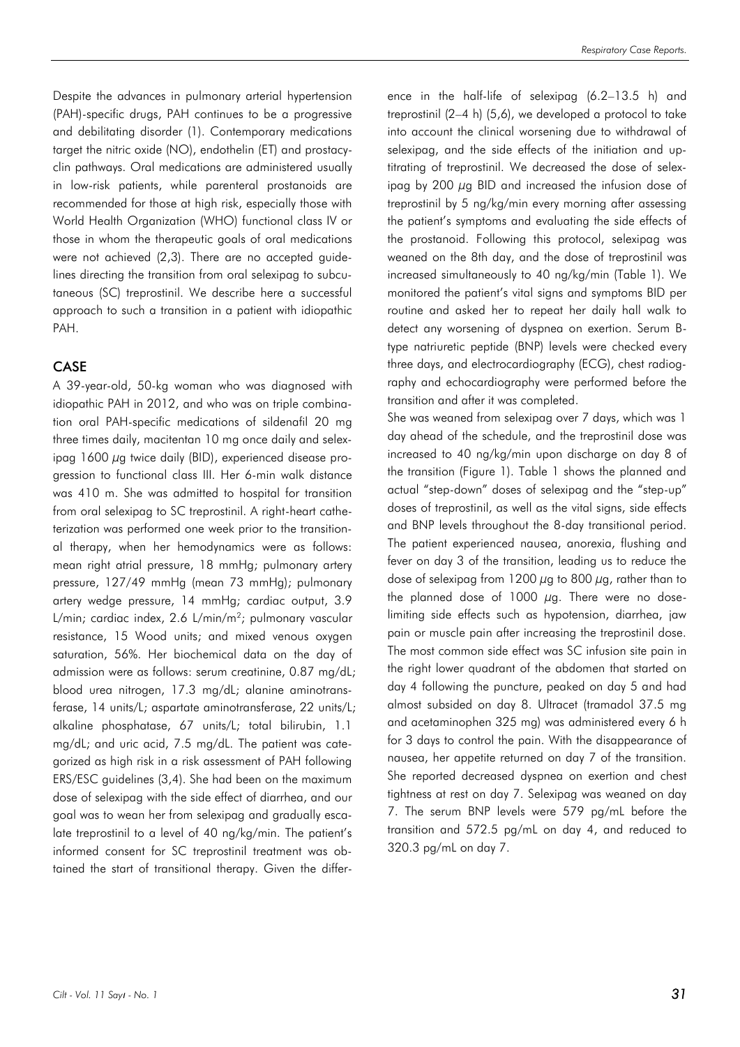Despite the advances in pulmonary arterial hypertension (PAH)-specific drugs, PAH continues to be a progressive and debilitating disorder (1). Contemporary medications target the nitric oxide (NO), endothelin (ET) and prostacyclin pathways. Oral medications are administered usually in low-risk patients, while parenteral prostanoids are recommended for those at high risk, especially those with World Health Organization (WHO) functional class IV or those in whom the therapeutic goals of oral medications were not achieved (2,3). There are no accepted guidelines directing the transition from oral selexipag to subcutaneous (SC) treprostinil. We describe here a successful approach to such a transition in a patient with idiopathic PAH.

## CASE

A 39-year-old, 50-kg woman who was diagnosed with idiopathic PAH in 2012, and who was on triple combination oral PAH-specific medications of sildenafil 20 mg three times daily, macitentan 10 mg once daily and selexipag 1600 μg twice daily (BID), experienced disease progression to functional class III. Her 6-min walk distance was 410 m. She was admitted to hospital for transition from oral selexipag to SC treprostinil. A right-heart catheterization was performed one week prior to the transitional therapy, when her hemodynamics were as follows: mean right atrial pressure, 18 mmHg; pulmonary artery pressure, 127/49 mmHg (mean 73 mmHg); pulmonary artery wedge pressure, 14 mmHg; cardiac output, 3.9 L/min; cardiac index, 2.6 L/min/m$^2$; pulmonary vascular resistance, 15 Wood units; and mixed venous oxygen saturation, 56%. Her biochemical data on the day of admission were as follows: serum creatinine, 0.87 mg/dL; blood urea nitrogen, 17.3 mg/dL; alanine aminotransferase, 14 units/L; aspartate aminotransferase, 22 units/L; alkaline phosphatase, 67 units/L; total bilirubin, 1.1 mg/dL; and uric acid, 7.5 mg/dL. The patient was categorized as high risk in a risk assessment of PAH following ERS/ESC guidelines (3,4). She had been on the maximum dose of selexipag with the side effect of diarrhea, and our goal was to wean her from selexipag and gradually escalate treprostinil to a level of 40 ng/kg/min. The patient's informed consent for SC treprostinil treatment was obtained the start of transitional therapy. Given the difference in the half-life of selexipag (6.2–13.5 h) and treprostinil (2–4 h) (5,6), we developed a protocol to take into account the clinical worsening due to withdrawal of selexipag, and the side effects of the initiation and up-titrating of treprostinil. We decreased the dose of selexipag by 200 μg BID and increased the infusion dose of treprostinil by 5 ng/kg/min every morning after assessing the patient's symptoms and evaluating the side effects of the prostanoid. Following this protocol, selexipag was weaned on the 8th day, and the dose of treprostinil was increased simultaneously to 40 ng/kg/min (Table 1). We monitored the patient's vital signs and symptoms BID per routine and asked her to repeat her daily hall walk to detect any worsening of dyspnea on exertion. Serum B-type natriuretic peptide (BNP) levels were checked every three days, and electrocardiography (ECG), chest radiography and echocardiography were performed before the transition and after it was completed.

She was weaned from selexipag over 7 days, which was 1 day ahead of the schedule, and the treprostinil dose was increased to 40 ng/kg/min upon discharge on day 8 of the transition (Figure 1). Table 1 shows the planned and actual "step-down" doses of selexipag and the "step-up" doses of treprostinil, as well as the vital signs, side effects and BNP levels throughout the 8-day transitional period. The patient experienced nausea, anorexia, flushing and fever on day 3 of the transition, leading us to reduce the dose of selexipag from 1200 μg to 800 μg, rather than to the planned dose of 1000 μg. There were no dose-limiting side effects such as hypotension, diarrhea, jaw pain or muscle pain after increasing the treprostinil dose. The most common side effect was SC infusion site pain in the right lower quadrant of the abdomen that started on day 4 following the puncture, peaked on day 5 and had almost subsided on day 8. Ultracet (tramadol 37.5 mg and acetaminophen 325 mg) was administered every 6 h for 3 days to control the pain. With the disappearance of nausea, her appetite returned on day 7 of the transition. She reported decreased dyspnea on exertion and chest tightness at rest on day 7. Selexipag was weaned on day 7. The serum BNP levels were 579 pg/mL before the transition and 572.5 pg/mL on day 4, and reduced to 320.3 pg/mL on day 7.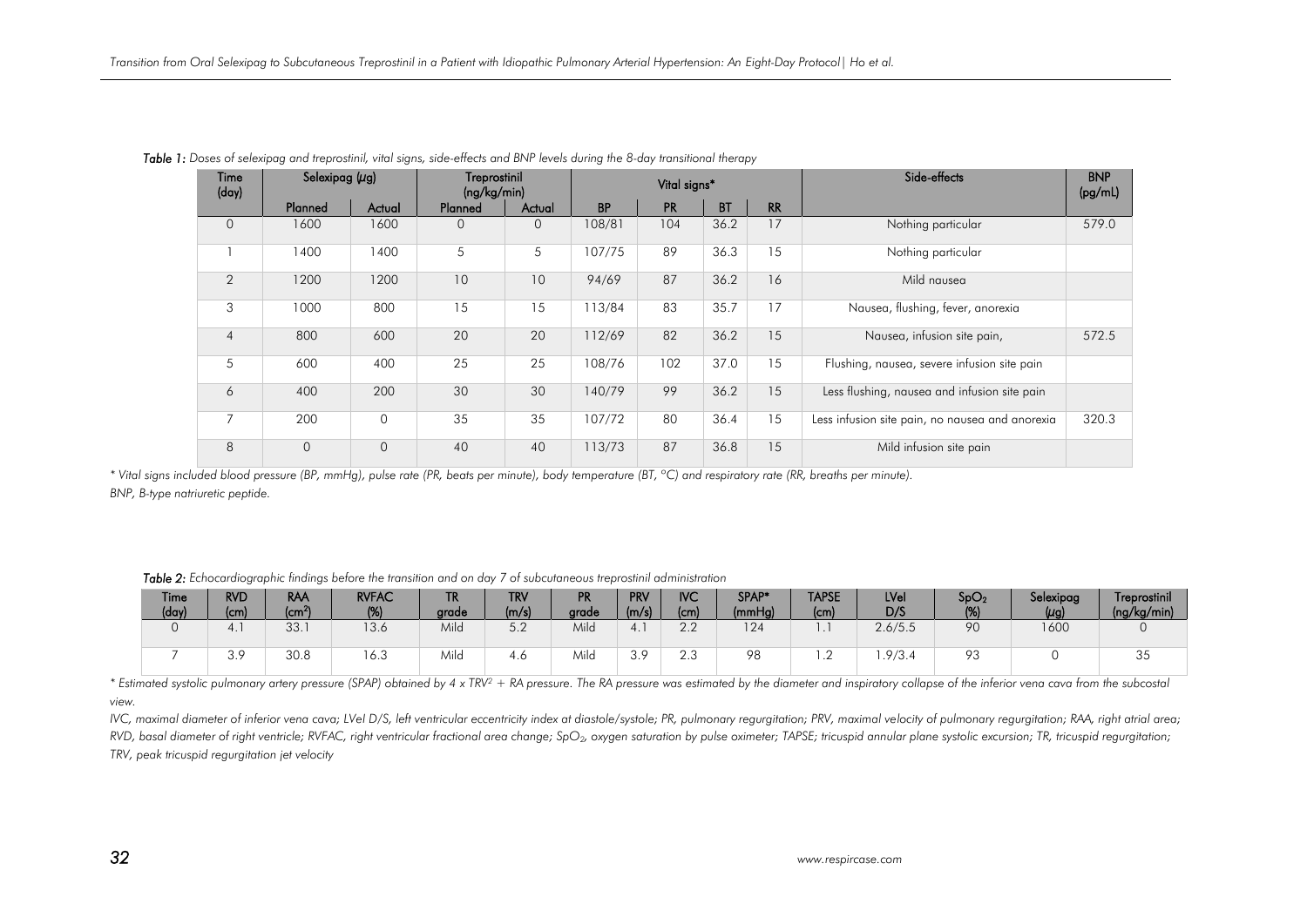*Table 1: Doses of selexipag and treprostinil, vital signs, side-effects and BNP levels during the 8-day transitional therapy*

| Time (day) | Selexipag (μg) | | Treprostinil (ng/kg/min) | | Vital signs* | | | | Side-effects | BNP (pg/mL) |
|---|---|---|---|---|---|---|---|---|---|---|
| | Planned | Actual | Planned | Actual | BP | PR | BT | RR | | |
| 0 | 1600 | 1600 | 0 | 0 | 108/81 | 104 | 36.2 | 17 | Nothing particular | 579.0 |
| 1 | 1400 | 1400 | 5 | 5 | 107/75 | 89 | 36.3 | 15 | Nothing particular | |
| 2 | 1200 | 1200 | 10 | 10 | 94/69 | 87 | 36.2 | 16 | Mild nausea | |
| 3 | 1000 | 800 | 15 | 15 | 113/84 | 83 | 35.7 | 17 | Nausea, flushing, fever, anorexia | |
| 4 | 800 | 600 | 20 | 20 | 112/69 | 82 | 36.2 | 15 | Nausea, infusion site pain, | 572.5 |
| 5 | 600 | 400 | 25 | 25 | 108/76 | 102 | 37.0 | 15 | Flushing, nausea, severe infusion site pain | |
| 6 | 400 | 200 | 30 | 30 | 140/79 | 99 | 36.2 | 15 | Less flushing, nausea and infusion site pain | |
| 7 | 200 | 0 | 35 | 35 | 107/72 | 80 | 36.4 | 15 | Less infusion site pain, no nausea and anorexia | 320.3 |
| 8 | 0 | 0 | 40 | 40 | 113/73 | 87 | 36.8 | 15 | Mild infusion site pain | |

*\* Vital signs included blood pressure (BP, mmHg), pulse rate (PR, beats per minute), body temperature (BT, °C) and respiratory rate (RR, breaths per minute).*
*BNP, B-type natriuretic peptide.*

*Table 2: Echocardiographic findings before the transition and on day 7 of subcutaneous treprostinil administration*

| Time (day) | RVD (cm) | RAA ($cm^2$) | RVFAC (%) | TR grade | TRV (m/s) | PR grade | PRV (m/s) | IVC (cm) | SPAP* (mmHg) | TAPSE (cm) | LVeI D/S | $SpO_2$ (%) | Selexipag (μg) | Treprostinil (ng/kg/min) |
|---|---|---|---|---|---|---|---|---|---|---|---|---|---|---|
| 0 | 4.1 | 33.1 | 13.6 | Mild | 5.2 | Mild | 4.1 | 2.2 | 124 | 1.1 | 2.6/5.5 | 90 | 1600 | 0 |
| 7 | 3.9 | 30.8 | 16.3 | Mild | 4.6 | Mild | 3.9 | 2.3 | 98 | 1.2 | 1.9/3.4 | 93 | 0 | 35 |

*\* Estimated systolic pulmonary artery pressure (SPAP) obtained by 4 x $TRV^2$ + RA pressure. The RA pressure was estimated by the diameter and inspiratory collapse of the inferior vena cava from the subcostal view.*

*IVC, maximal diameter of inferior vena cava; LVeI D/S, left ventricular eccentricity index at diastole/systole; PR, pulmonary regurgitation; PRV, maximal velocity of pulmonary regurgitation; RAA, right atrial area; RVD, basal diameter of right ventricle; RVFAC, right ventricular fractional area change; $SpO_2$, oxygen saturation by pulse oximeter; TAPSE; tricuspid annular plane systolic excursion; TR, tricuspid regurgitation; TRV, peak tricuspid regurgitation jet velocity*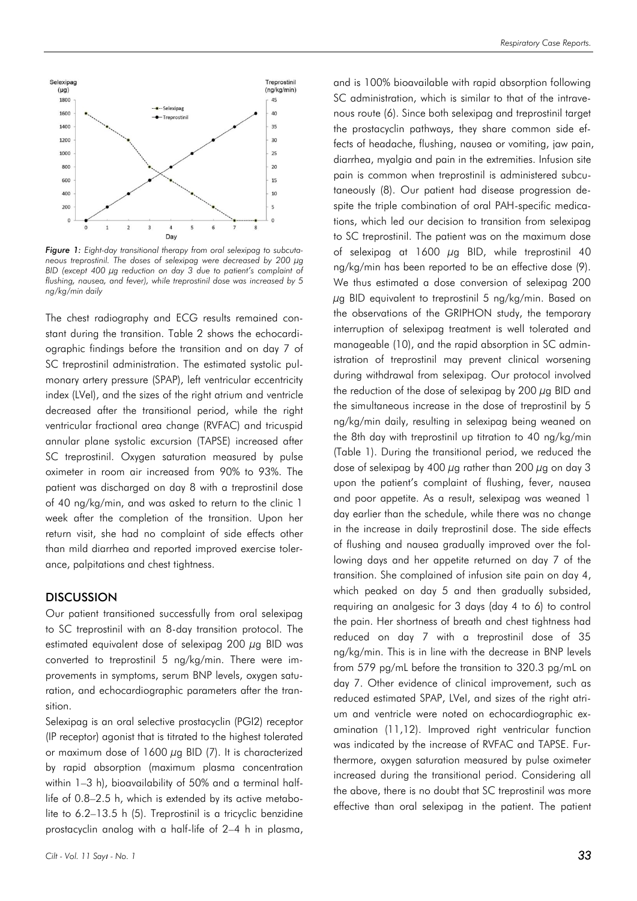*Figure 1: Eight-day transitional therapy from oral selexipag to subcutaneous treprostinil. The doses of selexipag were decreased by 200 μg BID (except 400 μg reduction on day 3 due to patient's complaint of flushing, nausea, and fever), while treprostinil dose was increased by 5 ng/kg/min daily*

The chest radiography and ECG results remained constant during the transition. Table 2 shows the echocardiographic findings before the transition and on day 7 of SC treprostinil administration. The estimated systolic pulmonary artery pressure (SPAP), left ventricular eccentricity index (LVeI), and the sizes of the right atrium and ventricle decreased after the transitional period, while the right ventricular fractional area change (RVFAC) and tricuspid annular plane systolic excursion (TAPSE) increased after SC treprostinil. Oxygen saturation measured by pulse oximeter in room air increased from 90% to 93%. The patient was discharged on day 8 with a treprostinil dose of 40 ng/kg/min, and was asked to return to the clinic 1 week after the completion of the transition. Upon her return visit, she had no complaint of side effects other than mild diarrhea and reported improved exercise tolerance, palpitations and chest tightness.

## DISCUSSION

Our patient transitioned successfully from oral selexipag to SC treprostinil with an 8-day transition protocol. The estimated equivalent dose of selexipag 200 μg BID was converted to treprostinil 5 ng/kg/min. There were improvements in symptoms, serum BNP levels, oxygen saturation, and echocardiographic parameters after the transition.

Selexipag is an oral selective prostacyclin (PGI2) receptor (IP receptor) agonist that is titrated to the highest tolerated or maximum dose of 1600 μg BID (7). It is characterized by rapid absorption (maximum plasma concentration within 1–3 h), bioavailability of 50% and a terminal half-life of 0.8–2.5 h, which is extended by its active metabolite to 6.2–13.5 h (5). Treprostinil is a tricyclic benzidine prostacyclin analog with a half-life of 2–4 h in plasma, and is 100% bioavailable with rapid absorption following SC administration, which is similar to that of the intravenous route (6). Since both selexipag and treprostinil target the prostacyclin pathways, they share common side effects of headache, flushing, nausea or vomiting, jaw pain, diarrhea, myalgia and pain in the extremities. Infusion site pain is common when treprostinil is administered subcutaneously (8). Our patient had disease progression despite the triple combination of oral PAH-specific medications, which led our decision to transition from selexipag to SC treprostinil. The patient was on the maximum dose of selexipag at 1600 μg BID, while treprostinil 40 ng/kg/min has been reported to be an effective dose (9). We thus estimated a dose conversion of selexipag 200 μg BID equivalent to treprostinil 5 ng/kg/min. Based on the observations of the GRIPHON study, the temporary interruption of selexipag treatment is well tolerated and manageable (10), and the rapid absorption in SC administration of treprostinil may prevent clinical worsening during withdrawal from selexipag. Our protocol involved the reduction of the dose of selexipag by 200 μg BID and the simultaneous increase in the dose of treprostinil by 5 ng/kg/min daily, resulting in selexipag being weaned on the 8th day with treprostinil up titration to 40 ng/kg/min (Table 1). During the transitional period, we reduced the dose of selexipag by 400 μg rather than 200 μg on day 3 upon the patient's complaint of flushing, fever, nausea and poor appetite. As a result, selexipag was weaned 1 day earlier than the schedule, while there was no change in the increase in daily treprostinil dose. The side effects of flushing and nausea gradually improved over the following days and her appetite returned on day 7 of the transition. She complained of infusion site pain on day 4, which peaked on day 5 and then gradually subsided, requiring an analgesic for 3 days (day 4 to 6) to control the pain. Her shortness of breath and chest tightness had reduced on day 7 with a treprostinil dose of 35 ng/kg/min. This is in line with the decrease in BNP levels from 579 pg/mL before the transition to 320.3 pg/mL on day 7. Other evidence of clinical improvement, such as reduced estimated SPAP, LVeI, and sizes of the right atrium and ventricle were noted on echocardiographic examination (11,12). Improved right ventricular function was indicated by the increase of RVFAC and TAPSE. Furthermore, oxygen saturation measured by pulse oximeter increased during the transitional period. Considering all the above, there is no doubt that SC treprostinil was more effective than oral selexipag in the patient. The patient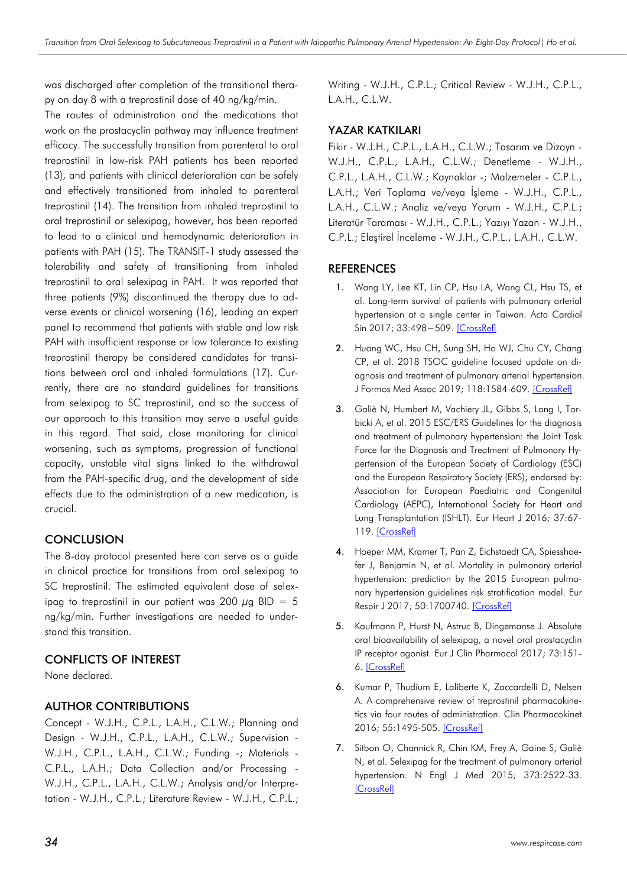was discharged after completion of the transitional therapy on day 8 with a treprostinil dose of 40 ng/kg/min.

The routes of administration and the medications that work on the prostacyclin pathway may influence treatment efficacy. The successfully transition from parenteral to oral treprostinil in low-risk PAH patients has been reported (13), and patients with clinical deterioration can be safely and effectively transitioned from inhaled to parenteral treprostinil (14). The transition from inhaled treprostinil to oral treprostinil or selexipag, however, has been reported to lead to a clinical and hemodynamic deterioration in patients with PAH (15). The TRANSIT-1 study assessed the tolerability and safety of transitioning from inhaled treprostinil to oral selexipag in PAH. It was reported that three patients (9%) discontinued the therapy due to adverse events or clinical worsening (16), leading an expert panel to recommend that patients with stable and low risk PAH with insufficient response or low tolerance to existing treprostinil therapy be considered candidates for transitions between oral and inhaled formulations (17). Currently, there are no standard guidelines for transitions from selexipag to SC treprostinil, and so the success of our approach to this transition may serve a useful guide in this regard. That said, close monitoring for clinical worsening, such as symptoms, progression of functional capacity, unstable vital signs linked to the withdrawal from the PAH-specific drug, and the development of side effects due to the administration of a new medication, is crucial.

## CONCLUSION

The 8-day protocol presented here can serve as a guide in clinical practice for transitions from oral selexipag to SC treprostinil. The estimated equivalent dose of selexipag to treprostinil in our patient was 200 $\mu$g BID = 5 ng/kg/min. Further investigations are needed to understand this transition.

## CONFLICTS OF INTEREST

None declared.

## AUTHOR CONTRIBUTIONS

Concept - W.J.H., C.P.L., L.A.H., C.L.W.; Planning and Design - W.J.H., C.P.L., L.A.H., C.L.W.; Supervision - W.J.H., C.P.L., L.A.H., C.L.W.; Funding -; Materials - C.P.L., L.A.H.; Data Collection and/or Processing - W.J.H., C.P.L., L.A.H., C.L.W.; Analysis and/or Interpretation - W.J.H., C.P.L.; Literature Review - W.J.H., C.P.L.; Writing - W.J.H., C.P.L.; Critical Review - W.J.H., C.P.L., L.A.H., C.L.W.

## YAZAR KATKILARI

Fikir - W.J.H., C.P.L., L.A.H., C.L.W.; Tasarım ve Dizayn - W.J.H., C.P.L., L.A.H., C.L.W.; Denetleme - W.J.H., C.P.L., L.A.H., C.L.W.; Kaynaklar -; Malzemeler - C.P.L., L.A.H.; Veri Toplama ve/veya İşleme - W.J.H., C.P.L., L.A.H., C.L.W.; Analiz ve/veya Yorum - W.J.H., C.P.L.; Literatür Taraması - W.J.H., C.P.L.; Yazıyı Yazan - W.J.H., C.P.L.; Eleştirel İnceleme - W.J.H., C.P.L., L.A.H., C.L.W.

## REFERENCES

1. Wang LY, Lee KT, Lin CP, Hsu LA, Wang CL, Hsu TS, et al. Long-term survival of patients with pulmonary arterial hypertension at a single center in Taiwan. Acta Cardiol Sin 2017; 33:498−509. [CrossRef]
2. Huang WC, Hsu CH, Sung SH, Ho WJ, Chu CY, Chang CP, et al. 2018 TSOC guideline focused update on diagnosis and treatment of pulmonary arterial hypertension. J Formos Med Assoc 2019; 118:1584-609. [CrossRef]
3. Galiè N, Humbert M, Vachiery JL, Gibbs S, Lang I, Torbicki A, et al. 2015 ESC/ERS Guidelines for the diagnosis and treatment of pulmonary hypertension: the Joint Task Force for the Diagnosis and Treatment of Pulmonary Hypertension of the European Society of Cardiology (ESC) and the European Respiratory Society (ERS); endorsed by: Association for European Paediatric and Congenital Cardiology (AEPC), International Society for Heart and Lung Transplantation (ISHLT). Eur Heart J 2016; 37:67-119. [CrossRef]
4. Hoeper MM, Kramer T, Pan Z, Eichstaedt CA, Spiesshoefer J, Benjamin N, et al. Mortality in pulmonary arterial hypertension: prediction by the 2015 European pulmonary hypertension guidelines risk stratification model. Eur Respir J 2017; 50:1700740. [CrossRef]
5. Kaufmann P, Hurst N, Astruc B, Dingemanse J. Absolute oral bioavailability of selexipag, a novel oral prostacyclin IP receptor agonist. Eur J Clin Pharmacol 2017; 73:151-6. [CrossRef]
6. Kumar P, Thudium E, Laliberte K, Zaccardelli D, Nelsen A. A comprehensive review of treprostinil pharmacokinetics via four routes of administration. Clin Pharmacokinet 2016; 55:1495-505. [CrossRef]
7. Sitbon O, Channick R, Chin KM, Frey A, Gaine S, Galiè N, et al. Selexipag for the treatment of pulmonary arterial hypertension. N Engl J Med 2015; 373:2522-33. [CrossRef]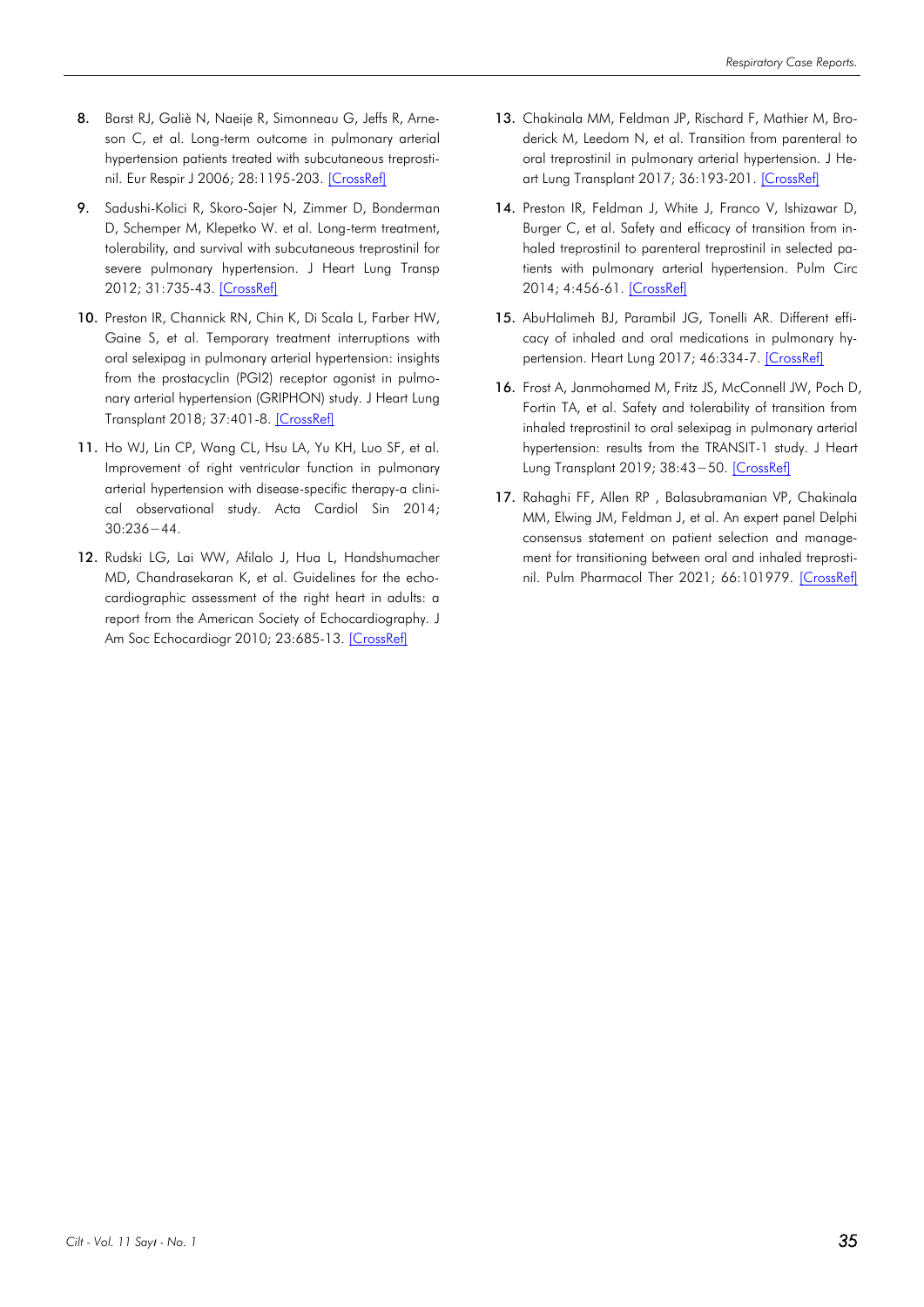8. Barst RJ, Galiè N, Naeije R, Simonneau G, Jeffs R, Arneson C, et al. Long-term outcome in pulmonary arterial hypertension patients treated with subcutaneous treprostinil. Eur Respir J 2006; 28:1195-203. [CrossRef]

9. Sadushi-Kolici R, Skoro-Sajer N, Zimmer D, Bonderman D, Schemper M, Klepetko W. et al. Long-term treatment, tolerability, and survival with subcutaneous treprostinil for severe pulmonary hypertension. J Heart Lung Transp 2012; 31:735-43. [CrossRef]

10. Preston IR, Channick RN, Chin K, Di Scala L, Farber HW, Gaine S, et al. Temporary treatment interruptions with oral selexipag in pulmonary arterial hypertension: insights from the prostacyclin (PGI2) receptor agonist in pulmonary arterial hypertension (GRIPHON) study. J Heart Lung Transplant 2018; 37:401-8. [CrossRef]

11. Ho WJ, Lin CP, Wang CL, Hsu LA, Yu KH, Luo SF, et al. Improvement of right ventricular function in pulmonary arterial hypertension with disease-specific therapy-a clinical observational study. Acta Cardiol Sin 2014; 30:236−44.

12. Rudski LG, Lai WW, Afilalo J, Hua L, Handshumacher MD, Chandrasekaran K, et al. Guidelines for the echocardiographic assessment of the right heart in adults: a report from the American Society of Echocardiography. J Am Soc Echocardiogr 2010; 23:685-13. [CrossRef]

13. Chakinala MM, Feldman JP, Rischard F, Mathier M, Broderick M, Leedom N, et al. Transition from parenteral to oral treprostinil in pulmonary arterial hypertension. J Heart Lung Transplant 2017; 36:193-201. [CrossRef]

14. Preston IR, Feldman J, White J, Franco V, Ishizawar D, Burger C, et al. Safety and efficacy of transition from inhaled treprostinil to parenteral treprostinil in selected patients with pulmonary arterial hypertension. Pulm Circ 2014; 4:456-61. [CrossRef]

15. AbuHalimeh BJ, Parambil JG, Tonelli AR. Different efficacy of inhaled and oral medications in pulmonary hypertension. Heart Lung 2017; 46:334-7. [CrossRef]

16. Frost A, Janmohamed M, Fritz JS, McConnell JW, Poch D, Fortin TA, et al. Safety and tolerability of transition from inhaled treprostinil to oral selexipag in pulmonary arterial hypertension: results from the TRANSIT-1 study. J Heart Lung Transplant 2019; 38:43−50. [CrossRef]

17. Rahaghi FF, Allen RP , Balasubramanian VP, Chakinala MM, Elwing JM, Feldman J, et al. An expert panel Delphi consensus statement on patient selection and management for transitioning between oral and inhaled treprostinil. Pulm Pharmacol Ther 2021; 66:101979. [CrossRef]